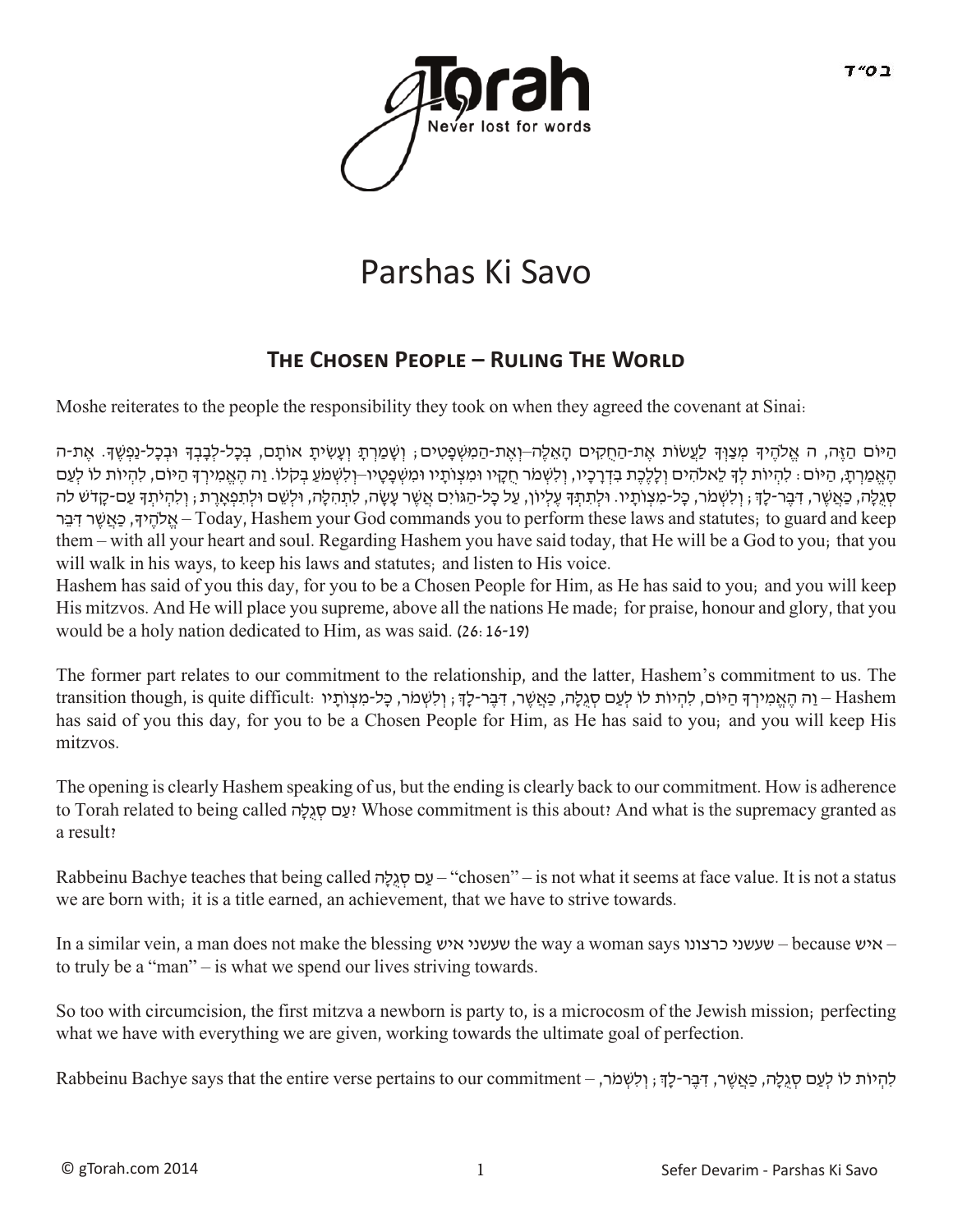# Parshas Ki Savo

## The Chosen People – Ruling The World

Moshe reiterates to the people the responsibility they took on when they agreed the covenant at Sinai:

הַיּוֹם הַזֶּה, ה אֱלֹהֶיךָ מְצַוְּךָ לַעֲשׂוֹת אֶת-הַחֻקִּים הָאֵלֶּה–וְאֶת-הַמִּשְׁפָּטִים; וְשָׁמַרְתָּ וְעָשִׂיתָ אוֹתָם, בְּכָל-לְבָבְךָ וּבְכָל-נַפְשֶׁךָ. אֶת-ה הֶאֱמַרְתָּ, הַיּוֹם: לִהְיוֹת לְךָ לֵאלֹהִים וְלָלֶכֶת בִּדְרָכָיו, וְלִשְׁמֹר חֻקָּיו וּמִצְוֹתָיו וּמִשְׁפָּטָיו–וְלִשְׁמֹעַ בְּקֹלוֹ. וַה הֶאֱמִירְךָ הַיּוֹם, לִהְיוֹת לוֹ לְעַם סְגֻלָּה, כַּאֲשֶׁר, דִּבֶּר-לָךְ; וְלִשְׁמֹר, כָּל-מִצְוֹתָיו. וּלְתִתְּךָ עֶלְיוֹן, עַל כָּל-הַגּוֹיִם אֲשֶׁר עָשָׂה, לִתְהִלָּה, וּלְשֵׁם וּלְתִפְאָרֶת; וְלִהְיֹתְךָ עַם-קָדֹשׁ לה אֱלֹהֶיךָ, כַּאֲשֶׁר דִּבֵּר – Today, Hashem your God commands you to perform these laws and statutes; to guard and keep them – with all your heart and soul. Regarding Hashem you have said today, that He will be a God to you; that you will walk in his ways, to keep his laws and statutes; and listen to His voice.

Hashem has said of you this day, for you to be a Chosen People for Him, as He has said to you; and you will keep His mitzvos. And He will place you supreme, above all the nations He made; for praise, honour and glory, that you would be a holy nation dedicated to Him, as was said. (26:16-19)

The former part relates to our commitment to the relationship, and the latter, Hashem's commitment to us. The transition though, is quite difficult: וַה הֶאֱמִירְךָ הַיּוֹם, לִהְיוֹת לוֹ לְעַם סְגֻלָּה, כַּאֲשֶׁר, דִּבֶּר-לָךְ; וְלִשְׁמֹר, כָּל-מִצְוֹתָיו – Hashem has said of you this day, for you to be a Chosen People for Him, as He has said to you; and you will keep His mitzvos.

The opening is clearly Hashem speaking of us, but the ending is clearly back to our commitment. How is adherence to Torah related to being called עַם סְגֻלָּה? Whose commitment is this about? And what is the supremacy granted as a result?

Rabbeinu Bachye teaches that being called עַם סְגֻלָּה – "chosen" – is not what it seems at face value. It is not a status we are born with; it is a title earned, an achievement, that we have to strive towards.

In a similar vein, a man does not make the blessing שעשני איש the way a woman says שעשני כרצונו – because איש – to truly be a "man" – is what we spend our lives striving towards.

So too with circumcision, the first mitzva a newborn is party to, is a microcosm of the Jewish mission; perfecting what we have with everything we are given, working towards the ultimate goal of perfection.

Rabbeinu Bachye says that the entire verse pertains to our commitment – לִהְיוֹת לוֹ לְעַם סְגֻלָּה, כַּאֲשֶׁר, דִּבֶּר-לָךְ; וְלִשְׁמֹר,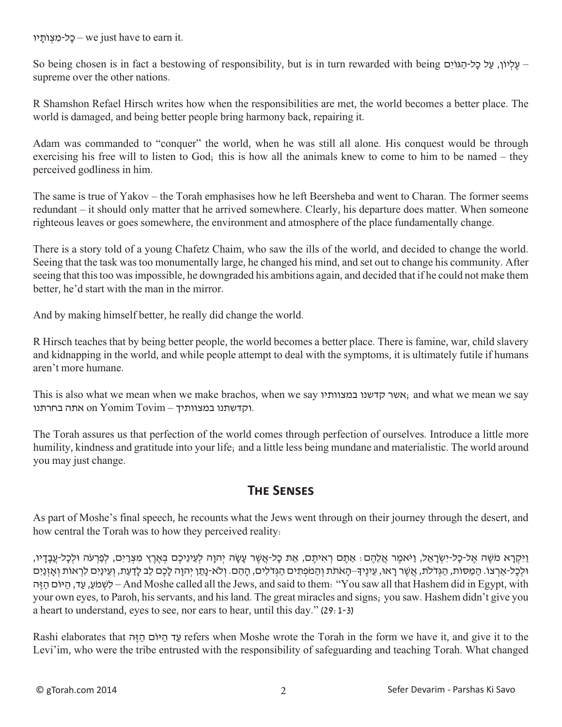כָּל-מִצְוֹתָיו – we just have to earn it.

So being chosen is in fact a bestowing of responsibility, but is in turn rewarded with being עֶלְיוֹן, עַל כָּל-הַגּוֹיִם – supreme over the other nations.

R Shamshon Refael Hirsch writes how when the responsibilities are met, the world becomes a better place. The world is damaged, and being better people bring harmony back, repairing it.

Adam was commanded to "conquer" the world, when he was still all alone. His conquest would be through exercising his free will to listen to God; this is how all the animals knew to come to him to be named – they perceived godliness in him.

The same is true of Yakov – the Torah emphasises how he left Beersheba and went to Charan. The former seems redundant – it should only matter that he arrived somewhere. Clearly, his departure does matter. When someone righteous leaves or goes somewhere, the environment and atmosphere of the place fundamentally change.

There is a story told of a young Chafetz Chaim, who saw the ills of the world, and decided to change the world. Seeing that the task was too monumentally large, he changed his mind, and set out to change his community. After seeing that this too was impossible, he downgraded his ambitions again, and decided that if he could not make them better, he'd start with the man in the mirror.

And by making himself better, he really did change the world.

R Hirsch teaches that by being better people, the world becomes a better place. There is famine, war, child slavery and kidnapping in the world, and while people attempt to deal with the symptoms, it is ultimately futile if humans aren't more humane.

This is also what we mean when we make brachos, when we say אשר קדשנו במצוותיו; and what we mean we say אתה בחרתנו on Yomim Tovim – וקדשתנו במצוותיך.

The Torah assures us that perfection of the world comes through perfection of ourselves. Introduce a little more humility, kindness and gratitude into your life; and a little less being mundane and materialistic. The world around you may just change.

## The Senses

As part of Moshe's final speech, he recounts what the Jews went through on their journey through the desert, and how central the Torah was to how they perceived reality:

וַיִּקְרָא מֹשֶׁה אֶל-כָּל-יִשְׂרָאֵל, וַיֹּאמֶר אֲלֵהֶם: אַתֶּם רְאִיתֶם, אֵת כָּל-אֲשֶׁר עָשָׂה יְהוָה לְעֵינֵיכֶם בְּאֶרֶץ מִצְרַיִם, לְפַרְעֹה וּלְכָל-עֲבָדָיו, וּלְכָל-אַרְצוֹ. הַמַּסּוֹת, הַגְּדֹלֹת, אֲשֶׁר רָאוּ, עֵינֶיךָ–הָאֹתֹת וְהַמֹּפְתִים הַגְּדֹלִים, הָהֵם. וְלֹא-נָתַן יְהוָה לָכֶם לֵב לָדַעַת, וְעֵינַיִם לִרְאוֹת וְאָזְנַיִם לִשְׁמֹעַ, עַד, הַיּוֹם הַזֶּה – And Moshe called all the Jews, and said to them: "You saw all that Hashem did in Egypt, with your own eyes, to Paroh, his servants, and his land. The great miracles and signs; you saw. Hashem didn't give you a heart to understand, eyes to see, nor ears to hear, until this day." (29:1-3)

Rashi elaborates that עַד הַיּוֹם הַזֶּה refers when Moshe wrote the Torah in the form we have it, and give it to the Levi'im, who were the tribe entrusted with the responsibility of safeguarding and teaching Torah. What changed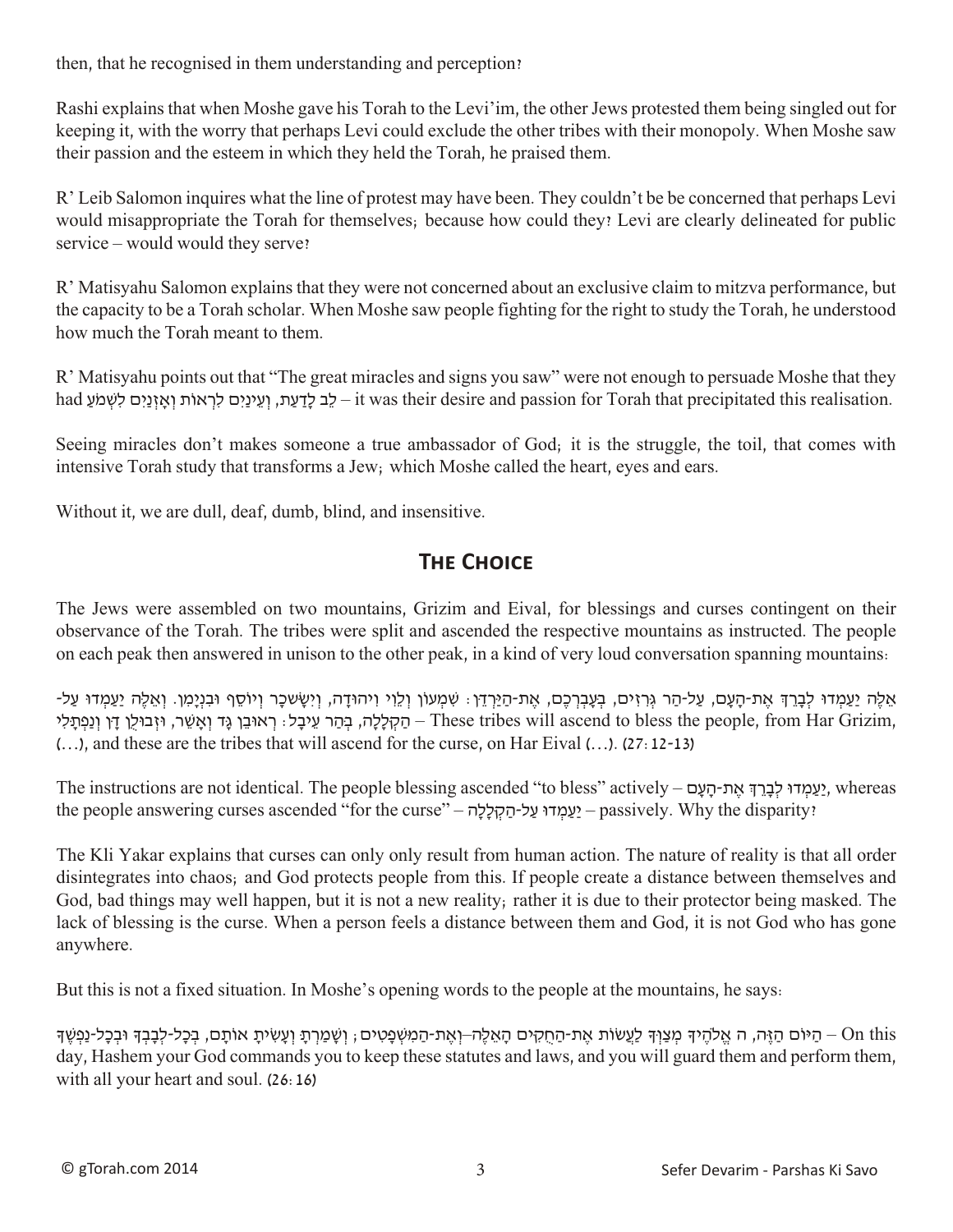then, that he recognised in them understanding and perception?

Rashi explains that when Moshe gave his Torah to the Levi'im, the other Jews protested them being singled out for keeping it, with the worry that perhaps Levi could exclude the other tribes with their monopoly. When Moshe saw their passion and the esteem in which they held the Torah, he praised them.

R' Leib Salomon inquires what the line of protest may have been. They couldn't be be concerned that perhaps Levi would misappropriate the Torah for themselves; because how could they? Levi are clearly delineated for public service – would would they serve?

R' Matisyahu Salomon explains that they were not concerned about an exclusive claim to mitzva performance, but the capacity to be a Torah scholar. When Moshe saw people fighting for the right to study the Torah, he understood how much the Torah meant to them.

R' Matisyahu points out that "The great miracles and signs you saw" were not enough to persuade Moshe that they had לֵב לָדַעַת, וְעֵינַיִם לִרְאוֹת וְאָזְנַיִם לִשְׁמֹעַ – it was their desire and passion for Torah that precipitated this realisation.

Seeing miracles don't makes someone a true ambassador of God; it is the struggle, the toil, that comes with intensive Torah study that transforms a Jew; which Moshe called the heart, eyes and ears.

Without it, we are dull, deaf, dumb, blind, and insensitive.

## The Choice

The Jews were assembled on two mountains, Grizim and Eival, for blessings and curses contingent on their observance of the Torah. The tribes were split and ascended the respective mountains as instructed. The people on each peak then answered in unison to the other peak, in a kind of very loud conversation spanning mountains:

אֵלֶּה יַעַמְדוּ לְבָרֵךְ אֶת-הָעָם, עַל-הַר גְּרִזִים, בְּעָבְרְכֶם, אֶת-הַיַּרְדֵּן: שִׁמְעוֹן וְלֵוִי וִיהוּדָה, וְיִשָּׂשכָר וְיוֹסֵף וּבִנְיָמִן. וְאֵלֶּה יַעַמְדוּ עַל-הַקְּלָלָה, בְּהַר עֵיבָל: רְאוּבֵן גָּד וְאָשֵׁר, וּזְבוּלֻן דָּן וְנַפְתָּלִי – These tribes will ascend to bless the people, from Har Grizim, (...), and these are the tribes that will ascend for the curse, on Har Eival (...). (27:12-13)

The instructions are not identical. The people blessing ascended "to bless" actively – יַעַמְדוּ לְבָרֵךְ אֶת-הָעָם, whereas the people answering curses ascended "for the curse" – יַעַמְדוּ עַל-הַקְּלָלָה – passively. Why the disparity?

The Kli Yakar explains that curses can only only result from human action. The nature of reality is that all order disintegrates into chaos; and God protects people from this. If people create a distance between themselves and God, bad things may well happen, but it is not a new reality; rather it is due to their protector being masked. The lack of blessing is the curse. When a person feels a distance between them and God, it is not God who has gone anywhere.

But this is not a fixed situation. In Moshe's opening words to the people at the mountains, he says:

הַיּוֹם הַזֶּה, ה אֱלֹהֶיךָ מְצַוְּךָ לַעֲשׂוֹת אֶת-הַחֻקִּים הָאֵלֶּה--וְאֶת-הַמִּשְׁפָּטִים; וְשָׁמַרְתָּ וְעָשִׂיתָ אוֹתָם, בְּכָל-לְבָבְךָ וּבְכָל-נַפְשֶׁךָ – On this day, Hashem your God commands you to keep these statutes and laws, and you will guard them and perform them, with all your heart and soul. (26:16)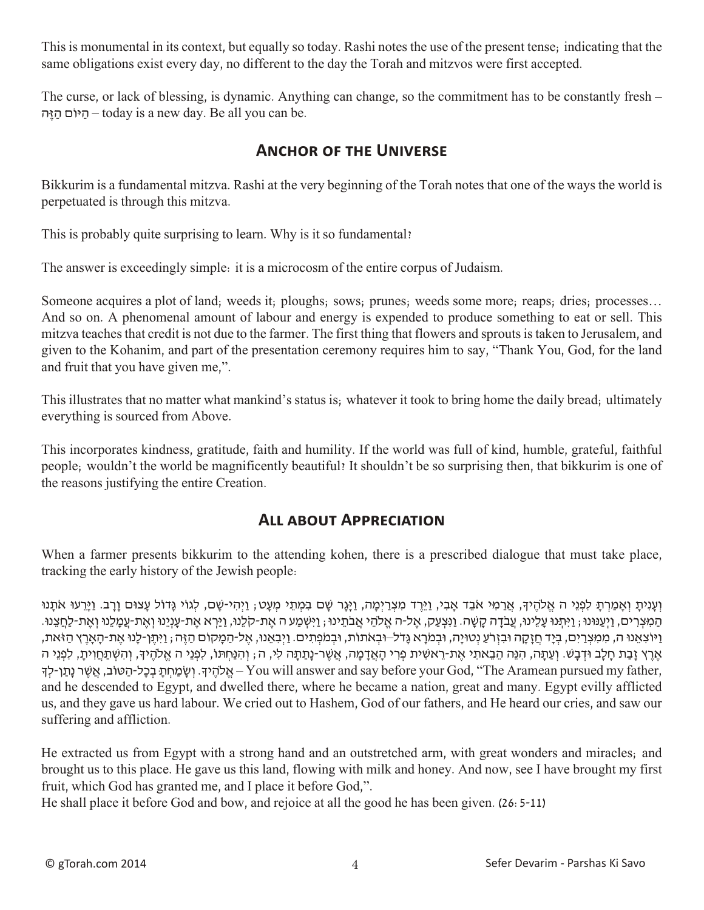This is monumental in its context, but equally so today. Rashi notes the use of the present tense; indicating that the same obligations exist every day, no different to the day the Torah and mitzvos were first accepted.

The curse, or lack of blessing, is dynamic. Anything can change, so the commitment has to be constantly fresh – הַיּוֹם הַזֶּה – today is a new day. Be all you can be.

## Anchor of the Universe

Bikkurim is a fundamental mitzva. Rashi at the very beginning of the Torah notes that one of the ways the world is perpetuated is through this mitzva.

This is probably quite surprising to learn. Why is it so fundamental?

The answer is exceedingly simple: it is a microcosm of the entire corpus of Judaism.

Someone acquires a plot of land; weeds it; ploughs; sows; prunes; weeds some more; reaps; dries; processes… And so on. A phenomenal amount of labour and energy is expended to produce something to eat or sell. This mitzva teaches that credit is not due to the farmer. The first thing that flowers and sprouts is taken to Jerusalem, and given to the Kohanim, and part of the presentation ceremony requires him to say, "Thank You, God, for the land and fruit that you have given me,".

This illustrates that no matter mankind's status is; whatever it took to bring home the daily bread; ultimately everything is sourced from Above.

This incorporates kindness, gratitude, faith and humility. If the world was full of kind, humble, grateful, faithful people; wouldn't the world be magnificently beautiful? It shouldn't be so surprising then, that bikkurim is one of the reasons justifying the entire Creation.

## All about Appreciation

When a farmer presents bikkurim to the attending kohen, there is a prescribed dialogue that must take place, tracking the early history of the Jewish people:

וְעָנִיתָ וְאָמַרְתָּ לִפְנֵי ה אֱלֹהֶיךָ, אֲרַמִּי אֹבֵד אָבִי, וַיֵּרֶד מִצְרַיְמָה, וַיָּגָר שָׁם בִּמְתֵי מְעָט; וַיְהִי-שָׁם, לְגוֹי גָּדוֹל עָצוּם וָרָב. וַיָּרֵעוּ אֹתָנוּ הַמִּצְרִים, וַיְעַנּוּנוּ; וַיִּתְּנוּ עָלֵינוּ, עֲבֹדָה קָשָׁה. וַנִּצְעַק, אֶל-ה אֱלֹהֵי אֲבֹתֵינוּ; וַיִּשְׁמַע ה אֶת-קֹלֵנוּ, וַיַּרְא אֶת-עָנְיֵנוּ וְאֶת-עֲמָלֵנוּ וְאֶת-לַחֲצֵנוּ. וַיּוֹצִאֵנוּ ה, מִמִּצְרַיִם, בְּיָד חֲזָקָה וּבִזְרֹעַ נְטוּיָה, וּבְמֹרָא גָּדֹל–וּבְאֹתוֹת, וּבְמֹפְתִים. וַיְבִאֵנוּ, אֶל-הַמָּקוֹם הַזֶּה; וַיִּתֶּן-לָנוּ אֶת-הָאָרֶץ הַזֹּאת, אֶרֶץ זָבַת חָלָב וּדְבָשׁ. וְעַתָּה, הִנֵּה הֵבֵאתִי אֶת-רֵאשִׁית פְּרִי הָאֲדָמָה, אֲשֶׁר-נָתַתָּה לִּי, ה; וְהִנַּחְתּוֹ, לִפְנֵי ה אֱלֹהֶיךָ, וְהִשְׁתַּחֲוִיתָ, לִפְנֵי ה אֱלֹהֶיךָ. וְשָׂמַחְתָּ בְכָל-הַטּוֹב, אֲשֶׁר נָתַן-לְךָ – You will answer and say before your God, "The Aramean pursued my father, and he descended to Egypt, and dwelled there, where he became a nation, great and many. Egypt evilly afflicted us, and they gave us hard labour. We cried out to Hashem, God of our fathers, and He heard our cries, and saw our suffering and affliction.

He extracted us from Egypt with a strong hand and an outstretched arm, with great wonders and miracles; and brought us to this place. He gave us this land, flowing with milk and honey. And now, see I have brought my first fruit, which God has granted me, and I place it before God,".

He shall place it before God and bow, and rejoice at all the good he has been given. (26:5-11)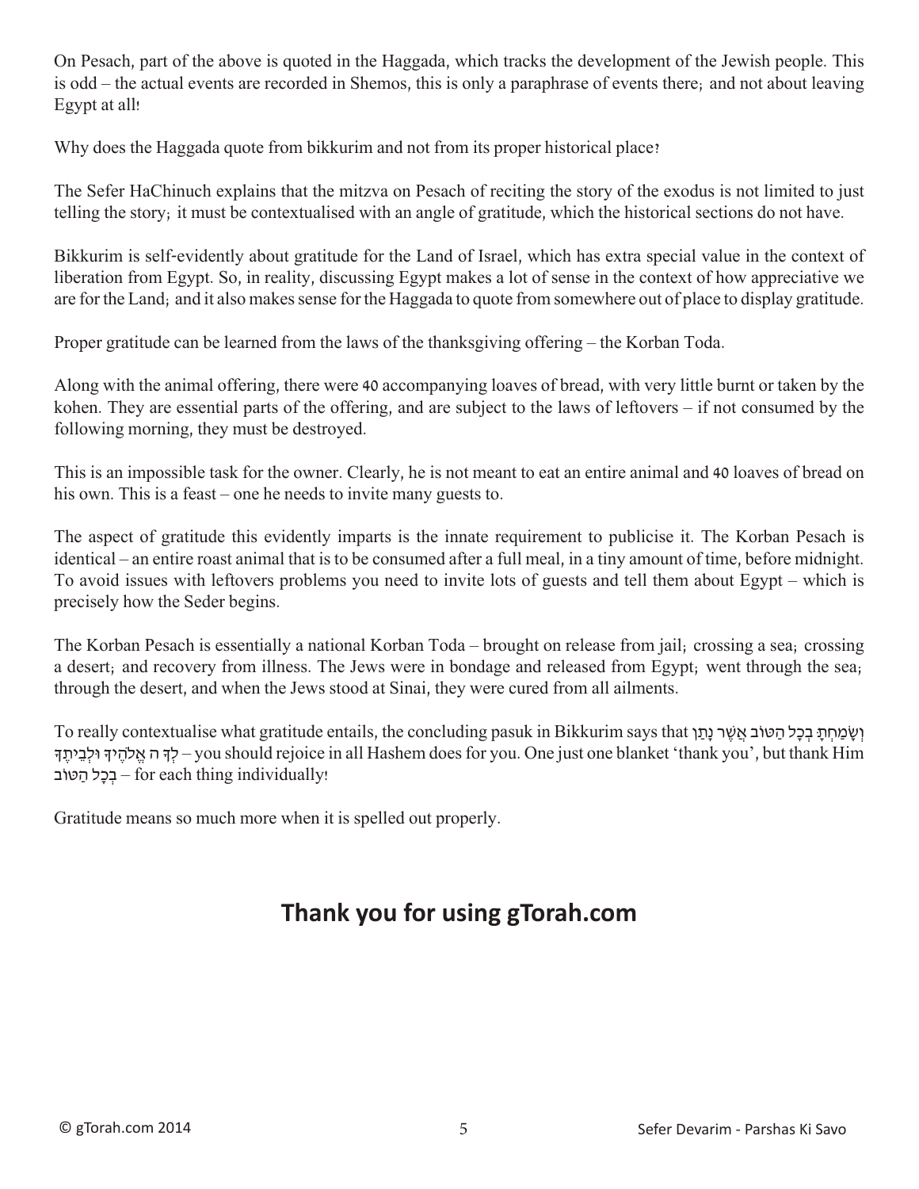On Pesach, part of the above is quoted in the Haggada, which tracks the development of the Jewish people. This is odd – the actual events are recorded in Shemos, this is only a paraphrase of events there; and not about leaving Egypt at all!

Why does the Haggada quote from bikkurim and not from its proper historical place?

The Sefer HaChinuch explains that the mitzva on Pesach of reciting the story of the exodus is not limited to just telling the story; it must be contextualised with an angle of gratitude, which the historical sections do not have.

Bikkurim is self-evidently about gratitude for the Land of Israel, which has extra special value in the context of liberation from Egypt. So, in reality, discussing Egypt makes a lot of sense in the context of how appreciative we are for the Land; and it also makes sense for the Haggada to quote from somewhere out of place to display gratitude.

Proper gratitude can be learned from the laws of the thanksgiving offering – the Korban Toda.

Along with the animal offering, there were 40 accompanying loaves of bread, with very little burnt or taken by the kohen. They are essential parts of the offering, and are subject to the laws of leftovers – if not consumed by the following morning, they must be destroyed.

This is an impossible task for the owner. Clearly, he is not meant to eat an entire animal and 40 loaves of bread on his own. This is a feast – one he needs to invite many guests to.

The aspect of gratitude this evidently imparts is the innate requirement to publicise it. The Korban Pesach is identical – an entire roast animal that is to be consumed after a full meal, in a tiny amount of time, before midnight. To avoid issues with leftovers problems you need to invite lots of guests and tell them about Egypt – which is precisely how the Seder begins.

The Korban Pesach is essentially a national Korban Toda – brought on release from jail; crossing a sea; crossing a desert; and recovery from illness. The Jews were in bondage and released from Egypt; went through the sea; through the desert, and when the Jews stood at Sinai, they were cured from all ailments.

To really contextualise what gratitude entails, the concluding pasuk in Bikkurim says that וְשָׂמַחְתָּ בְכָל הַטּוֹב אֲשֶׁר נָתַן לְךָ ה אֱלֹהֶיךָ וּלְבֵיתֶךָ – you should rejoice in all Hashem does for you. One just one blanket 'thank you', but thank Him בְּכָל הַטּוֹב – for each thing individually!

Gratitude means so much more when it is spelled out properly.

## Thank you for using gTorah.com